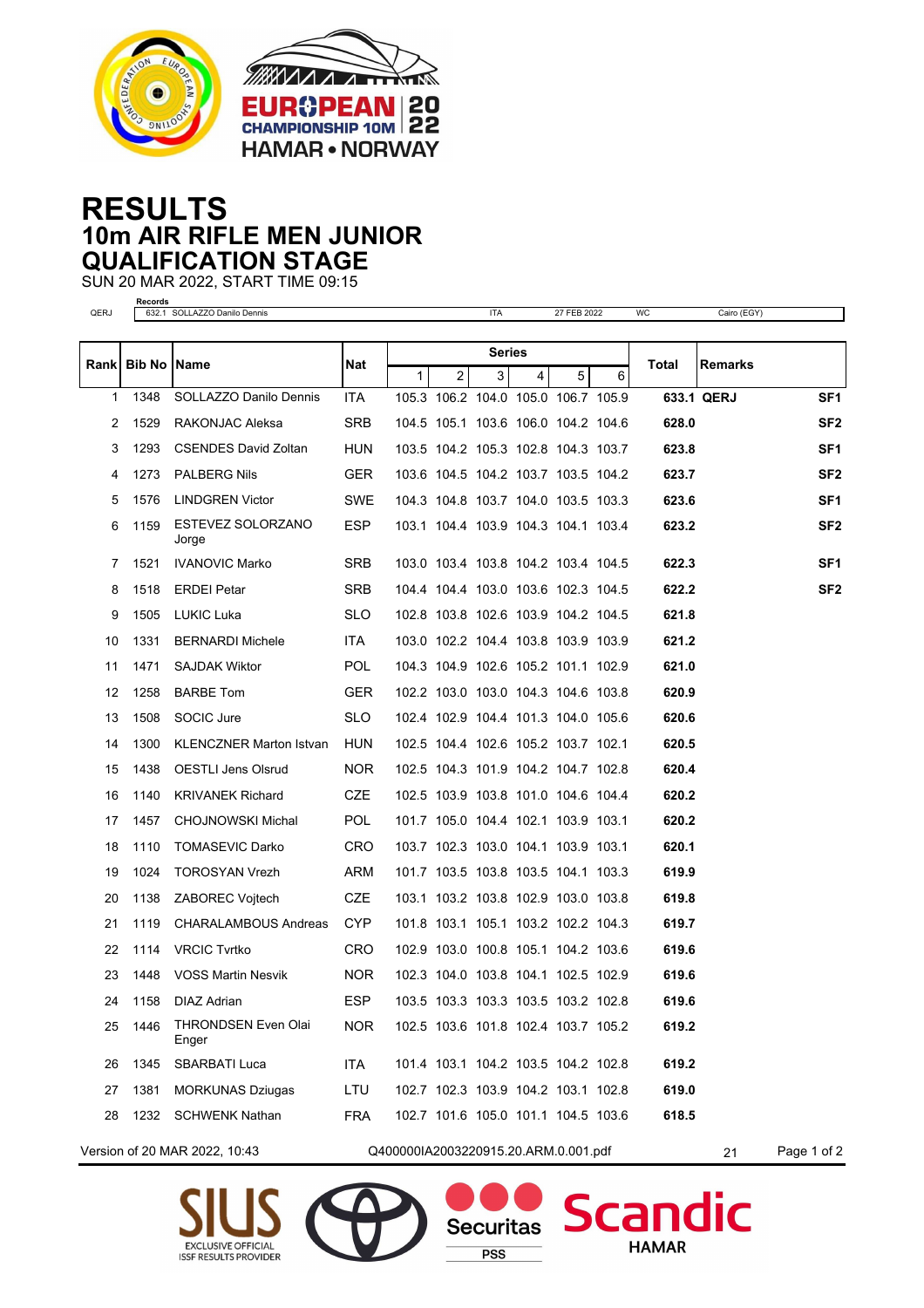# RESULTS
## 10m AIR RIFLE MEN JUNIOR
## QUALIFICATION STAGE

SUN 20 MAR 2022, START TIME 09:15

**Records**

| | | | | | |
|---|---|---|---|---|---|
| QERJ | 632.1 SOLLAZZO Danilo Dennis | ITA | 27 FEB 2022 | WC | Cairo (EGY) |

| Rank | Bib No | Name | Nat | Series | | | | | | Total | Remarks | |
|---|---|---|---|---|---|---|---|---|---|---|---|---|
| | | | | 1 | 2 | 3 | 4 | 5 | 6 | | | |
| 1 | 1348 | SOLLAZZO Danilo Dennis | ITA | 105.3 | 106.2 | 104.0 | 105.0 | 106.7 | 105.9 | **633.1** | **QERJ** | **SF1** |
| 2 | 1529 | RAKONJAC Aleksa | SRB | 104.5 | 105.1 | 103.6 | 106.0 | 104.2 | 104.6 | **628.0** | | **SF2** |
| 3 | 1293 | CSENDES David Zoltan | HUN | 103.5 | 104.2 | 105.3 | 102.8 | 104.3 | 103.7 | **623.8** | | **SF1** |
| 4 | 1273 | PALBERG Nils | GER | 103.6 | 104.5 | 104.2 | 103.7 | 103.5 | 104.2 | **623.7** | | **SF2** |
| 5 | 1576 | LINDGREN Victor | SWE | 104.3 | 104.8 | 103.7 | 104.0 | 103.5 | 103.3 | **623.6** | | **SF1** |
| 6 | 1159 | ESTEVEZ SOLORZANO Jorge | ESP | 103.1 | 104.4 | 103.9 | 104.3 | 104.1 | 103.4 | **623.2** | | **SF2** |
| 7 | 1521 | IVANOVIC Marko | SRB | 103.0 | 103.4 | 103.8 | 104.2 | 103.4 | 104.5 | **622.3** | | **SF1** |
| 8 | 1518 | ERDEI Petar | SRB | 104.4 | 104.4 | 103.0 | 103.6 | 102.3 | 104.5 | **622.2** | | **SF2** |
| 9 | 1505 | LUKIC Luka | SLO | 102.8 | 103.8 | 102.6 | 103.9 | 104.2 | 104.5 | **621.8** | | |
| 10 | 1331 | BERNARDI Michele | ITA | 103.0 | 102.2 | 104.4 | 103.8 | 103.9 | 103.9 | **621.2** | | |
| 11 | 1471 | SAJDAK Wiktor | POL | 104.3 | 104.9 | 102.6 | 105.2 | 101.1 | 102.9 | **621.0** | | |
| 12 | 1258 | BARBE Tom | GER | 102.2 | 103.0 | 103.0 | 104.3 | 104.6 | 103.8 | **620.9** | | |
| 13 | 1508 | SOCIC Jure | SLO | 102.4 | 102.9 | 104.4 | 101.3 | 104.0 | 105.6 | **620.6** | | |
| 14 | 1300 | KLENCZNER Marton Istvan | HUN | 102.5 | 104.4 | 102.6 | 105.2 | 103.7 | 102.1 | **620.5** | | |
| 15 | 1438 | OESTLI Jens Olsrud | NOR | 102.5 | 104.3 | 101.9 | 104.2 | 104.7 | 102.8 | **620.4** | | |
| 16 | 1140 | KRIVANEK Richard | CZE | 102.5 | 103.9 | 103.8 | 101.0 | 104.6 | 104.4 | **620.2** | | |
| 17 | 1457 | CHOJNOWSKI Michal | POL | 101.7 | 105.0 | 104.4 | 102.1 | 103.9 | 103.1 | **620.2** | | |
| 18 | 1110 | TOMASEVIC Darko | CRO | 103.7 | 102.3 | 103.0 | 104.1 | 103.9 | 103.1 | **620.1** | | |
| 19 | 1024 | TOROSYAN Vrezh | ARM | 101.7 | 103.5 | 103.8 | 103.5 | 104.1 | 103.3 | **619.9** | | |
| 20 | 1138 | ZABOREC Vojtech | CZE | 103.1 | 103.2 | 103.8 | 102.9 | 103.0 | 103.8 | **619.8** | | |
| 21 | 1119 | CHARALAMBOUS Andreas | CYP | 101.8 | 103.1 | 105.1 | 103.2 | 102.2 | 104.3 | **619.7** | | |
| 22 | 1114 | VRCIC Tvrtko | CRO | 102.9 | 103.0 | 100.8 | 105.1 | 104.2 | 103.6 | **619.6** | | |
| 23 | 1448 | VOSS Martin Nesvik | NOR | 102.3 | 104.0 | 103.8 | 104.1 | 102.5 | 102.9 | **619.6** | | |
| 24 | 1158 | DIAZ Adrian | ESP | 103.5 | 103.3 | 103.3 | 103.5 | 103.2 | 102.8 | **619.6** | | |
| 25 | 1446 | THRONDSEN Even Olai Enger | NOR | 102.5 | 103.6 | 101.8 | 102.4 | 103.7 | 105.2 | **619.2** | | |
| 26 | 1345 | SBARBATI Luca | ITA | 101.4 | 103.1 | 104.2 | 103.5 | 104.2 | 102.8 | **619.2** | | |
| 27 | 1381 | MORKUNAS Dziugas | LTU | 102.7 | 102.3 | 103.9 | 104.2 | 103.1 | 102.8 | **619.0** | | |
| 28 | 1232 | SCHWENK Nathan | FRA | 102.7 | 101.6 | 105.0 | 101.1 | 104.5 | 103.6 | **618.5** | | |

Version of 20 MAR 2022, 10:43 Q400000IA2003220915.20.ARM.0.001.pdf 21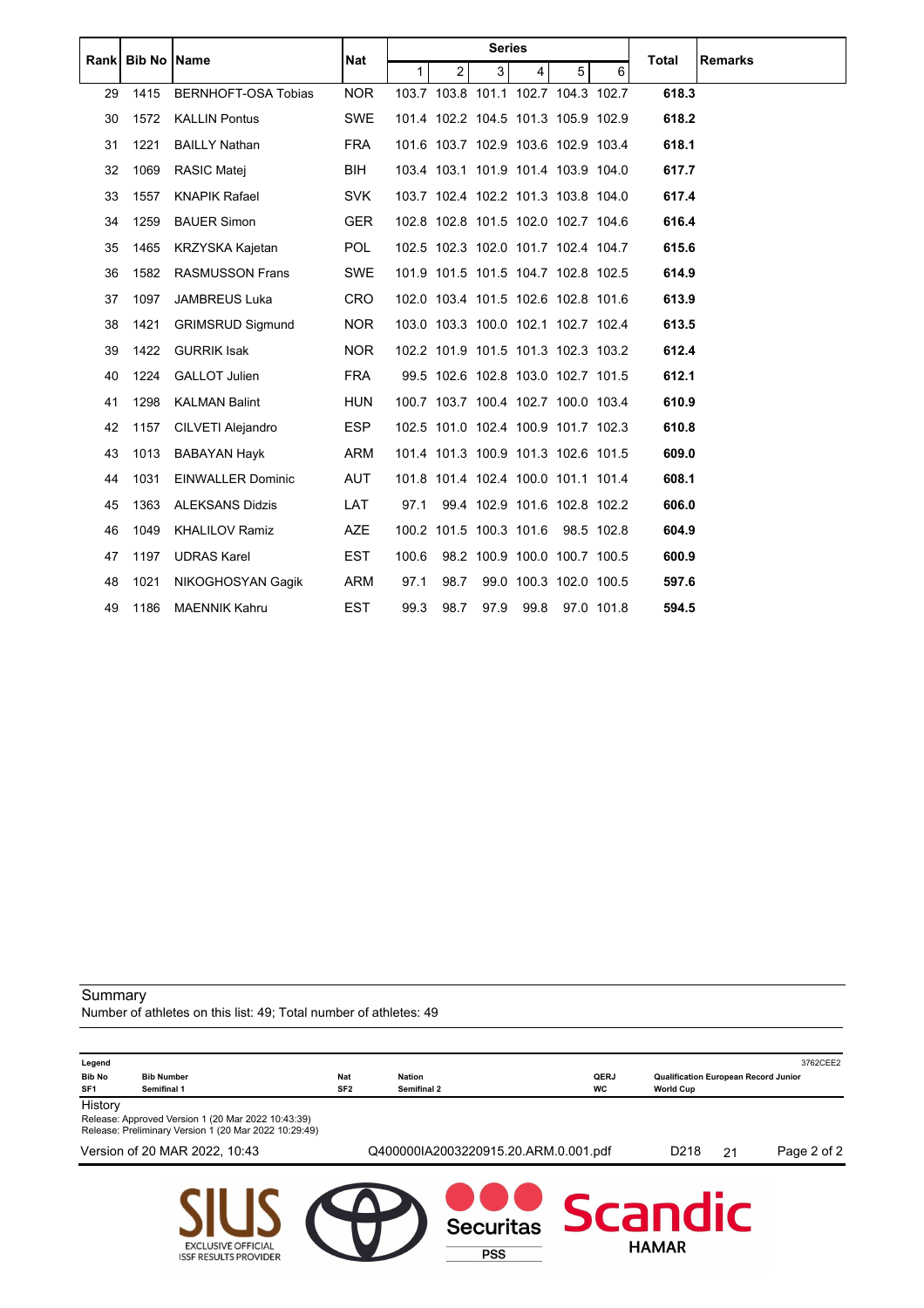| Rank | Bib No | Name | Nat | Series | | | | | | Total | Remarks |
|---|---|---|---|---|---|---|---|---|---|---|---|
| | | | | 1 | 2 | 3 | 4 | 5 | 6 | | |
| 29 | 1415 | BERNHOFT-OSA Tobias | NOR | 103.7 | 103.8 | 101.1 | 102.7 | 104.3 | 102.7 | **618.3** | |
| 30 | 1572 | KALLIN Pontus | SWE | 101.4 | 102.2 | 104.5 | 101.3 | 105.9 | 102.9 | **618.2** | |
| 31 | 1221 | BAILLY Nathan | FRA | 101.6 | 103.7 | 102.9 | 103.6 | 102.9 | 103.4 | **618.1** | |
| 32 | 1069 | RASIC Matej | BIH | 103.4 | 103.1 | 101.9 | 101.4 | 103.9 | 104.0 | **617.7** | |
| 33 | 1557 | KNAPIK Rafael | SVK | 103.7 | 102.4 | 102.2 | 101.3 | 103.8 | 104.0 | **617.4** | |
| 34 | 1259 | BAUER Simon | GER | 102.8 | 102.8 | 101.5 | 102.0 | 102.7 | 104.6 | **616.4** | |
| 35 | 1465 | KRZYSKA Kajetan | POL | 102.5 | 102.3 | 102.0 | 101.7 | 102.4 | 104.7 | **615.6** | |
| 36 | 1582 | RASMUSSON Frans | SWE | 101.9 | 101.5 | 101.5 | 104.7 | 102.8 | 102.5 | **614.9** | |
| 37 | 1097 | JAMBREUS Luka | CRO | 102.0 | 103.4 | 101.5 | 102.6 | 102.8 | 101.6 | **613.9** | |
| 38 | 1421 | GRIMSRUD Sigmund | NOR | 103.0 | 103.3 | 100.0 | 102.1 | 102.7 | 102.4 | **613.5** | |
| 39 | 1422 | GURRIK Isak | NOR | 102.2 | 101.9 | 101.5 | 101.3 | 102.3 | 103.2 | **612.4** | |
| 40 | 1224 | GALLOT Julien | FRA | 99.5 | 102.6 | 102.8 | 103.0 | 102.7 | 101.5 | **612.1** | |
| 41 | 1298 | KALMAN Balint | HUN | 100.7 | 103.7 | 100.4 | 102.7 | 100.0 | 103.4 | **610.9** | |
| 42 | 1157 | CILVETI Alejandro | ESP | 102.5 | 101.0 | 102.4 | 100.9 | 101.7 | 102.3 | **610.8** | |
| 43 | 1013 | BABAYAN Hayk | ARM | 101.4 | 101.3 | 100.9 | 101.3 | 102.6 | 101.5 | **609.0** | |
| 44 | 1031 | EINWALLER Dominic | AUT | 101.8 | 101.4 | 102.4 | 100.0 | 101.1 | 101.4 | **608.1** | |
| 45 | 1363 | ALEKSANS Didzis | LAT | 97.1 | 99.4 | 102.9 | 101.6 | 102.8 | 102.2 | **606.0** | |
| 46 | 1049 | KHALILOV Ramiz | AZE | 100.2 | 101.5 | 100.3 | 101.6 | 98.5 | 102.8 | **604.9** | |
| 47 | 1197 | UDRAS Karel | EST | 100.6 | 98.2 | 100.9 | 100.0 | 100.7 | 100.5 | **600.9** | |
| 48 | 1021 | NIKOGHOSYAN Gagik | ARM | 97.1 | 98.7 | 99.0 | 100.3 | 102.0 | 100.5 | **597.6** | |
| 49 | 1186 | MAENNIK Kahru | EST | 99.3 | 98.7 | 97.9 | 99.8 | 97.0 | 101.8 | **594.5** | |

Summary

Number of athletes on this list: 49; Total number of athletes: 49

**Legend**

| | | | | | |
|---|---|---|---|---|---|
| **Bib No** | **Bib Number** | **Nat** | **Nation** | **QERJ** | **Qualification European Record Junior** |
| **SF1** | **Semifinal 1** | **SF2** | **Semifinal 2** | **WC** | **World Cup** |

3762CEE2

History

Release: Approved Version 1 (20 Mar 2022 10:43:39)
Release: Preliminary Version 1 (20 Mar 2022 10:29:49)

Version of 20 MAR 2022, 10:43 Q400000IA2003220915.20.ARM.0.001.pdf D218 21